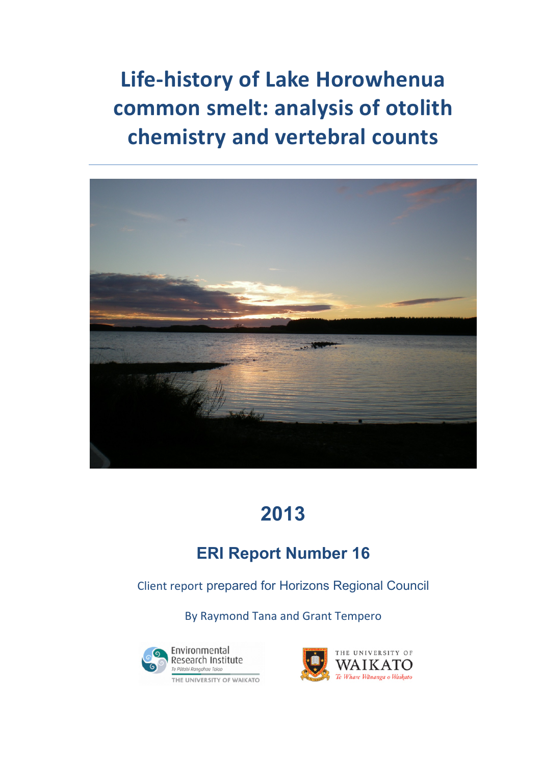# Life-history of Lake Horowhenua common smelt: analysis of otolith chemistry and vertebral counts

## 2013

### ERI Report Number 16

Client report prepared for Horizons Regional Council

By Raymond Tana and Grant Tempero

Environmental Research Institute
Te Pūtahi Rangahau Taiao
THE UNIVERSITY OF WAIKATO

THE UNIVERSITY OF WAIKATO
Te Whare Wānanga o Waikato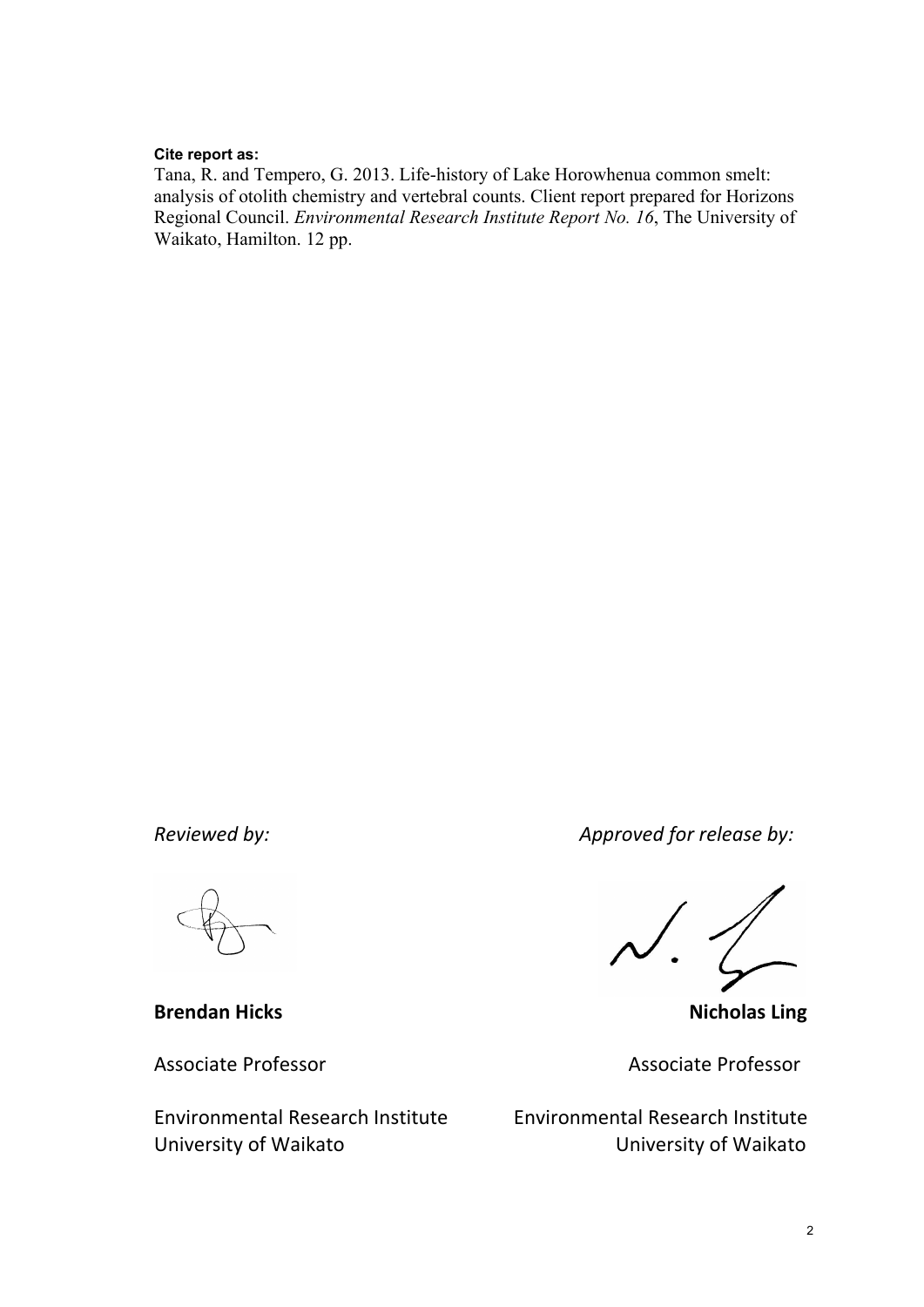**Cite report as:**

Tana, R. and Tempero, G. 2013. Life-history of Lake Horowhenua common smelt: analysis of otolith chemistry and vertebral counts. Client report prepared for Horizons Regional Council. *Environmental Research Institute Report No. 16*, The University of Waikato, Hamilton. 12 pp.

*Reviewed by:*

**Brendan Hicks**

Associate Professor

Environmental Research Institute
University of Waikato

*Approved for release by:*

**Nicholas Ling**

Associate Professor

Environmental Research Institute
University of Waikato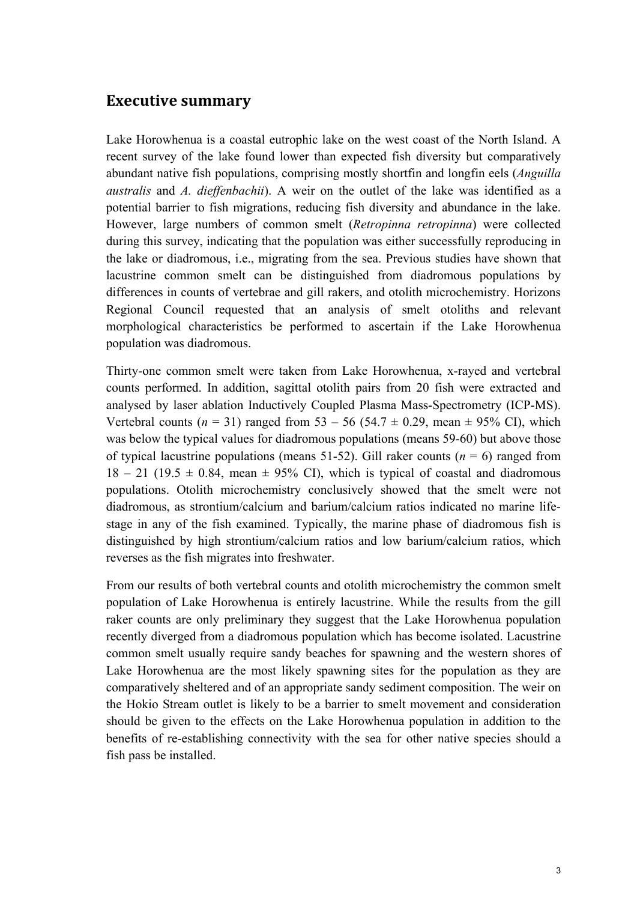## Executive summary

Lake Horowhenua is a coastal eutrophic lake on the west coast of the North Island. A recent survey of the lake found lower than expected fish diversity but comparatively abundant native fish populations, comprising mostly shortfin and longfin eels (*Anguilla australis* and *A. dieffenbachii*). A weir on the outlet of the lake was identified as a potential barrier to fish migrations, reducing fish diversity and abundance in the lake. However, large numbers of common smelt (*Retropinna retropinna*) were collected during this survey, indicating that the population was either successfully reproducing in the lake or diadromous, i.e., migrating from the sea. Previous studies have shown that lacustrine common smelt can be distinguished from diadromous populations by differences in counts of vertebrae and gill rakers, and otolith microchemistry. Horizons Regional Council requested that an analysis of smelt otoliths and relevant morphological characteristics be performed to ascertain if the Lake Horowhenua population was diadromous.

Thirty-one common smelt were taken from Lake Horowhenua, x-rayed and vertebral counts performed. In addition, sagittal otolith pairs from 20 fish were extracted and analysed by laser ablation Inductively Coupled Plasma Mass-Spectrometry (ICP-MS). Vertebral counts ($n$ = 31) ranged from 53 – 56 (54.7 ± 0.29, mean ± 95% CI), which was below the typical values for diadromous populations (means 59-60) but above those of typical lacustrine populations (means 51-52). Gill raker counts ($n$ = 6) ranged from 18 – 21 (19.5 ± 0.84, mean ± 95% CI), which is typical of coastal and diadromous populations. Otolith microchemistry conclusively showed that the smelt were not diadromous, as strontium/calcium and barium/calcium ratios indicated no marine life-stage in any of the fish examined. Typically, the marine phase of diadromous fish is distinguished by high strontium/calcium ratios and low barium/calcium ratios, which reverses as the fish migrates into freshwater.

From our results of both vertebral counts and otolith microchemistry the common smelt population of Lake Horowhenua is entirely lacustrine. While the results from the gill raker counts are only preliminary they suggest that the Lake Horowhenua population recently diverged from a diadromous population which has become isolated. Lacustrine common smelt usually require sandy beaches for spawning and the western shores of Lake Horowhenua are the most likely spawning sites for the population as they are comparatively sheltered and of an appropriate sandy sediment composition. The weir on the Hokio Stream outlet is likely to be a barrier to smelt movement and consideration should be given to the effects on the Lake Horowhenua population in addition to the benefits of re-establishing connectivity with the sea for other native species should a fish pass be installed.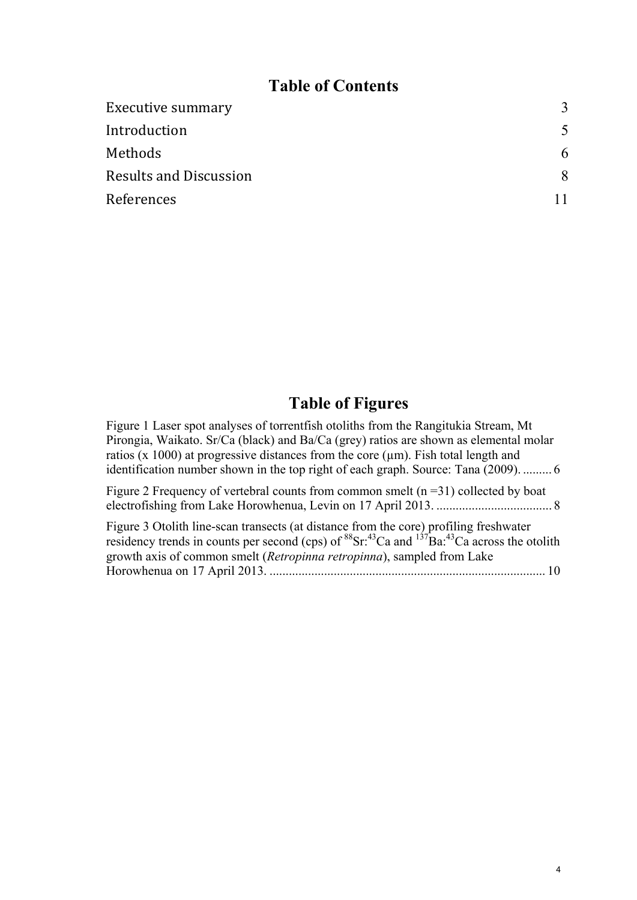# Table of Contents

| | |
|---|---|
| Executive summary | 3 |
| Introduction | 5 |
| Methods | 6 |
| Results and Discussion | 8 |
| References | 11 |

# Table of Figures

Figure 1 Laser spot analyses of torrentfish otoliths from the Rangitukia Stream, Mt Pirongia, Waikato. Sr/Ca (black) and Ba/Ca (grey) ratios are shown as elemental molar ratios (x 1000) at progressive distances from the core (µm). Fish total length and identification number shown in the top right of each graph. Source: Tana (2009). ......... 6

Figure 2 Frequency of vertebral counts from common smelt (n =31) collected by boat electrofishing from Lake Horowhenua, Levin on 17 April 2013. .................................... 8

Figure 3 Otolith line-scan transects (at distance from the core) profiling freshwater residency trends in counts per second (cps) of $^{88}$Sr:$^{43}$Ca and $^{137}$Ba:$^{43}$Ca across the otolith growth axis of common smelt (*Retropinna retropinna*), sampled from Lake Horowhenua on 17 April 2013. ...................................................................................... 10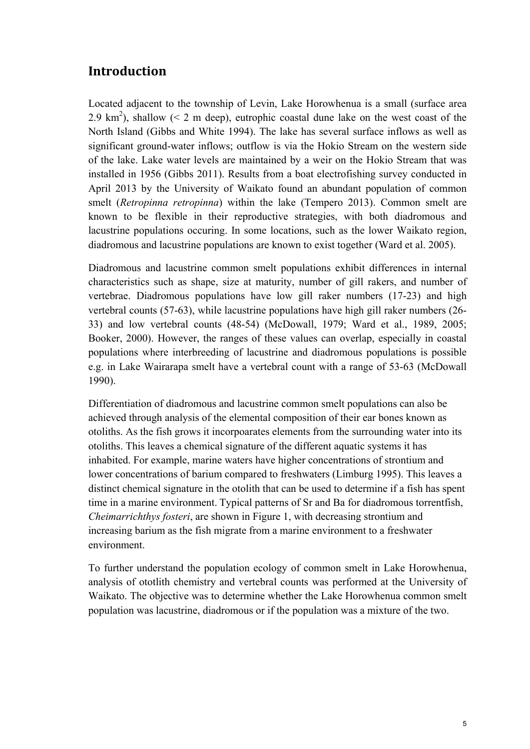## Introduction

Located adjacent to the township of Levin, Lake Horowhenua is a small (surface area 2.9 $km^2$), shallow (< 2 m deep), eutrophic coastal dune lake on the west coast of the North Island (Gibbs and White 1994). The lake has several surface inflows as well as significant ground-water inflows; outflow is via the Hokio Stream on the western side of the lake. Lake water levels are maintained by a weir on the Hokio Stream that was installed in 1956 (Gibbs 2011). Results from a boat electrofishing survey conducted in April 2013 by the University of Waikato found an abundant population of common smelt (*Retropinna retropinna*) within the lake (Tempero 2013). Common smelt are known to be flexible in their reproductive strategies, with both diadromous and lacustrine populations occuring. In some locations, such as the lower Waikato region, diadromous and lacustrine populations are known to exist together (Ward et al. 2005).

Diadromous and lacustrine common smelt populations exhibit differences in internal characteristics such as shape, size at maturity, number of gill rakers, and number of vertebrae. Diadromous populations have low gill raker numbers (17-23) and high vertebral counts (57-63), while lacustrine populations have high gill raker numbers (26-33) and low vertebral counts (48-54) (McDowall, 1979; Ward et al., 1989, 2005; Booker, 2000). However, the ranges of these values can overlap, especially in coastal populations where interbreeding of lacustrine and diadromous populations is possible e.g. in Lake Wairarapa smelt have a vertebral count with a range of 53-63 (McDowall 1990).

Differentiation of diadromous and lacustrine common smelt populations can also be achieved through analysis of the elemental composition of their ear bones known as otoliths. As the fish grows it incorpoarates elements from the surrounding water into its otoliths. This leaves a chemical signature of the different aquatic systems it has inhabited. For example, marine waters have higher concentrations of strontium and lower concentrations of barium compared to freshwaters (Limburg 1995). This leaves a distinct chemical signature in the otolith that can be used to determine if a fish has spent time in a marine environment. Typical patterns of Sr and Ba for diadromous torrentfish, *Cheimarrichthys fosteri*, are shown in Figure 1, with decreasing strontium and increasing barium as the fish migrate from a marine environment to a freshwater environment.

To further understand the population ecology of common smelt in Lake Horowhenua, analysis of ototlith chemistry and vertebral counts was performed at the University of Waikato. The objective was to determine whether the Lake Horowhenua common smelt population was lacustrine, diadromous or if the population was a mixture of the two.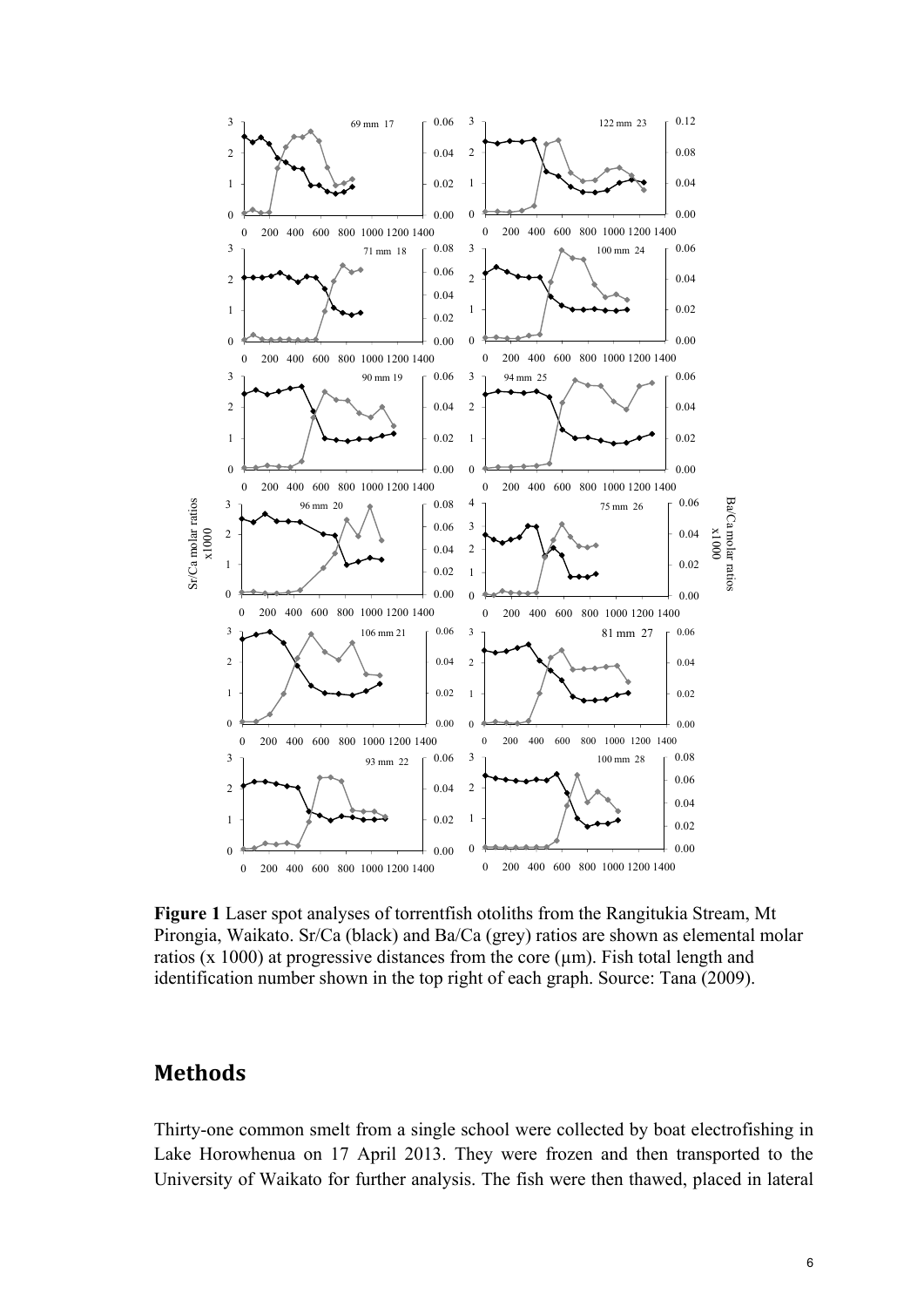**Figure 1** Laser spot analyses of torrentfish otoliths from the Rangitukia Stream, Mt Pirongia, Waikato. Sr/Ca (black) and Ba/Ca (grey) ratios are shown as elemental molar ratios (x 1000) at progressive distances from the core (µm). Fish total length and identification number shown in the top right of each graph. Source: Tana (2009).

## Methods

Thirty-one common smelt from a single school were collected by boat electrofishing in Lake Horowhenua on 17 April 2013. They were frozen and then transported to the University of Waikato for further analysis. The fish were then thawed, placed in lateral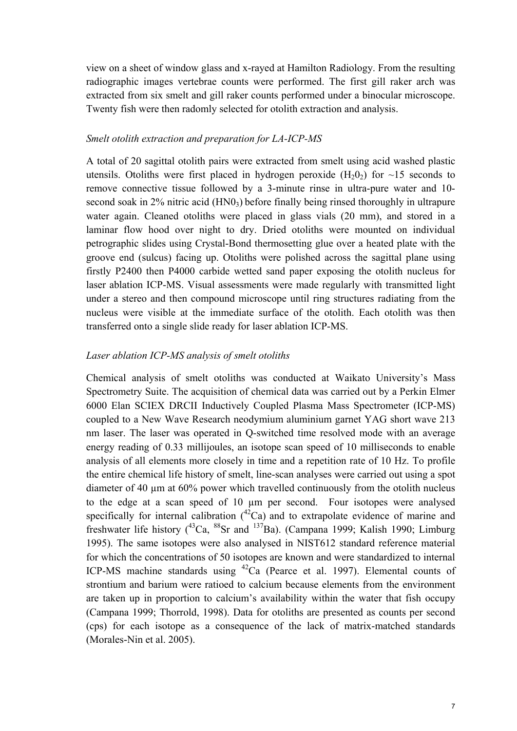view on a sheet of window glass and x-rayed at Hamilton Radiology. From the resulting radiographic images vertebrae counts were performed. The first gill raker arch was extracted from six smelt and gill raker counts performed under a binocular microscope. Twenty fish were then radomly selected for otolith extraction and analysis.

### *Smelt otolith extraction and preparation for LA-ICP-MS*

A total of 20 sagittal otolith pairs were extracted from smelt using acid washed plastic utensils. Otoliths were first placed in hydrogen peroxide ($H_20_2$) for ~15 seconds to remove connective tissue followed by a 3-minute rinse in ultra-pure water and 10-second soak in 2% nitric acid ($HN0_3$) before finally being rinsed thoroughly in ultrapure water again. Cleaned otoliths were placed in glass vials (20 mm), and stored in a laminar flow hood over night to dry. Dried otoliths were mounted on individual petrographic slides using Crystal-Bond thermosetting glue over a heated plate with the groove end (sulcus) facing up. Otoliths were polished across the sagittal plane using firstly P2400 then P4000 carbide wetted sand paper exposing the otolith nucleus for laser ablation ICP-MS. Visual assessments were made regularly with transmitted light under a stereo and then compound microscope until ring structures radiating from the nucleus were visible at the immediate surface of the otolith. Each otolith was then transferred onto a single slide ready for laser ablation ICP-MS.

### *Laser ablation ICP-MS analysis of smelt otoliths*

Chemical analysis of smelt otoliths was conducted at Waikato University's Mass Spectrometry Suite. The acquisition of chemical data was carried out by a Perkin Elmer 6000 Elan SCIEX DRCII Inductively Coupled Plasma Mass Spectrometer (ICP-MS) coupled to a New Wave Research neodymium aluminium garnet YAG short wave 213 nm laser. The laser was operated in Q-switched time resolved mode with an average energy reading of 0.33 millijoules, an isotope scan speed of 10 milliseconds to enable analysis of all elements more closely in time and a repetition rate of 10 Hz. To profile the entire chemical life history of smelt, line-scan analyses were carried out using a spot diameter of 40 µm at 60% power which travelled continuously from the otolith nucleus to the edge at a scan speed of 10 µm per second. Four isotopes were analysed specifically for internal calibration ($^{42}Ca$) and to extrapolate evidence of marine and freshwater life history ($^{43}Ca$, $^{88}Sr$ and $^{137}Ba$). (Campana 1999; Kalish 1990; Limburg 1995). The same isotopes were also analysed in NIST612 standard reference material for which the concentrations of 50 isotopes are known and were standardized to internal ICP-MS machine standards using $^{42}Ca$ (Pearce et al. 1997). Elemental counts of strontium and barium were ratioed to calcium because elements from the environment are taken up in proportion to calcium's availability within the water that fish occupy (Campana 1999; Thorrold, 1998). Data for otoliths are presented as counts per second (cps) for each isotope as a consequence of the lack of matrix-matched standards (Morales-Nin et al. 2005).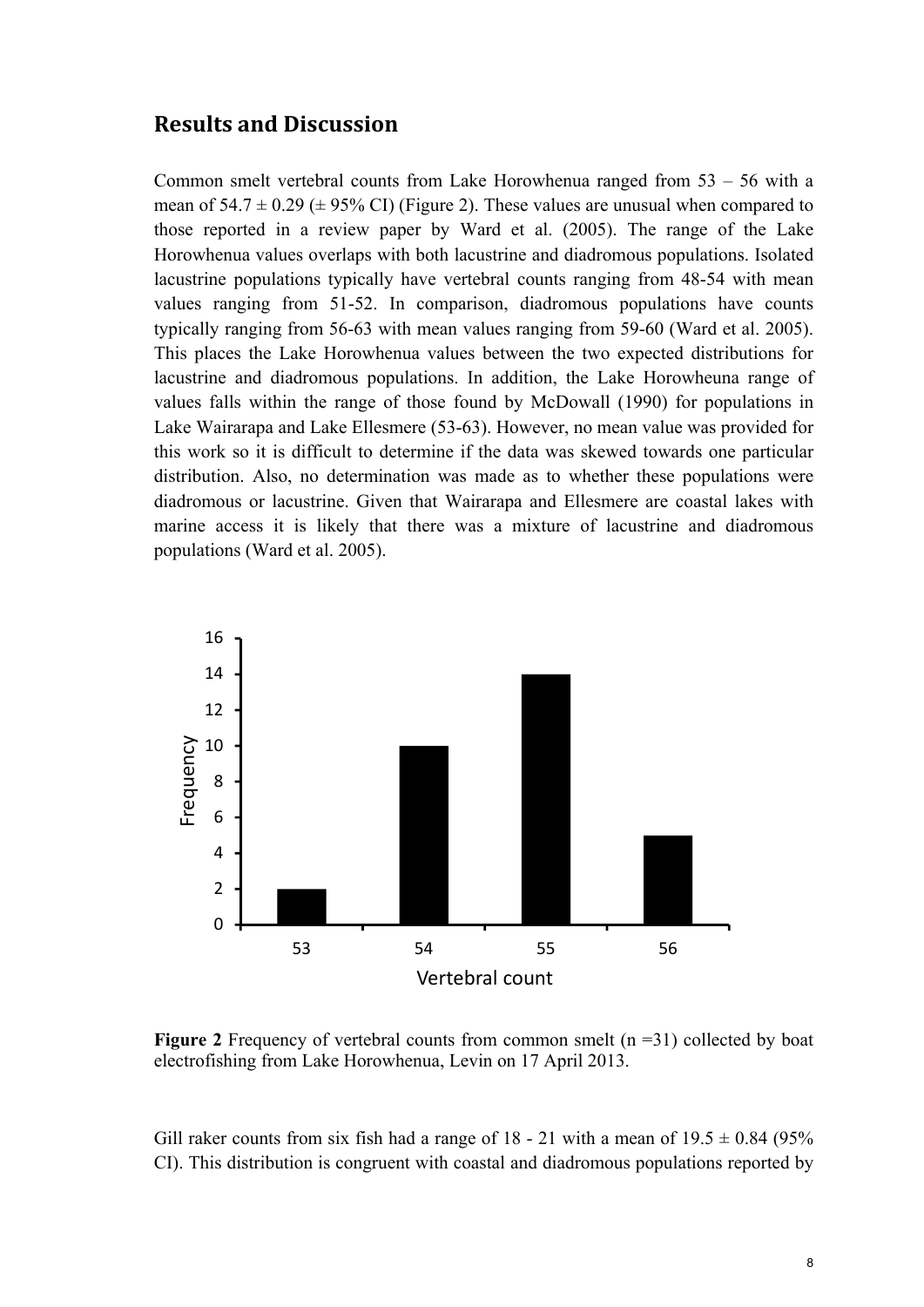## Results and Discussion

Common smelt vertebral counts from Lake Horowhenua ranged from 53 – 56 with a mean of 54.7 ± 0.29 (± 95% CI) (Figure 2). These values are unusual when compared to those reported in a review paper by Ward et al. (2005). The range of the Lake Horowhenua values overlaps with both lacustrine and diadromous populations. Isolated lacustrine populations typically have vertebral counts ranging from 48-54 with mean values ranging from 51-52. In comparison, diadromous populations have counts typically ranging from 56-63 with mean values ranging from 59-60 (Ward et al. 2005). This places the Lake Horowhenua values between the two expected distributions for lacustrine and diadromous populations. In addition, the Lake Horowheuna range of values falls within the range of those found by McDowall (1990) for populations in Lake Wairarapa and Lake Ellesmere (53-63). However, no mean value was provided for this work so it is difficult to determine if the data was skewed towards one particular distribution. Also, no determination was made as to whether these populations were diadromous or lacustrine. Given that Wairarapa and Ellesmere are coastal lakes with marine access it is likely that there was a mixture of lacustrine and diadromous populations (Ward et al. 2005).

| Vertebral count | Frequency |
|---|---|
| 53 | 2 |
| 54 | 10 |
| 55 | 14 |
| 56 | 5 |

**Figure 2** Frequency of vertebral counts from common smelt (n =31) collected by boat electrofishing from Lake Horowhenua, Levin on 17 April 2013.

Gill raker counts from six fish had a range of 18 - 21 with a mean of 19.5 ± 0.84 (95% CI). This distribution is congruent with coastal and diadromous populations reported by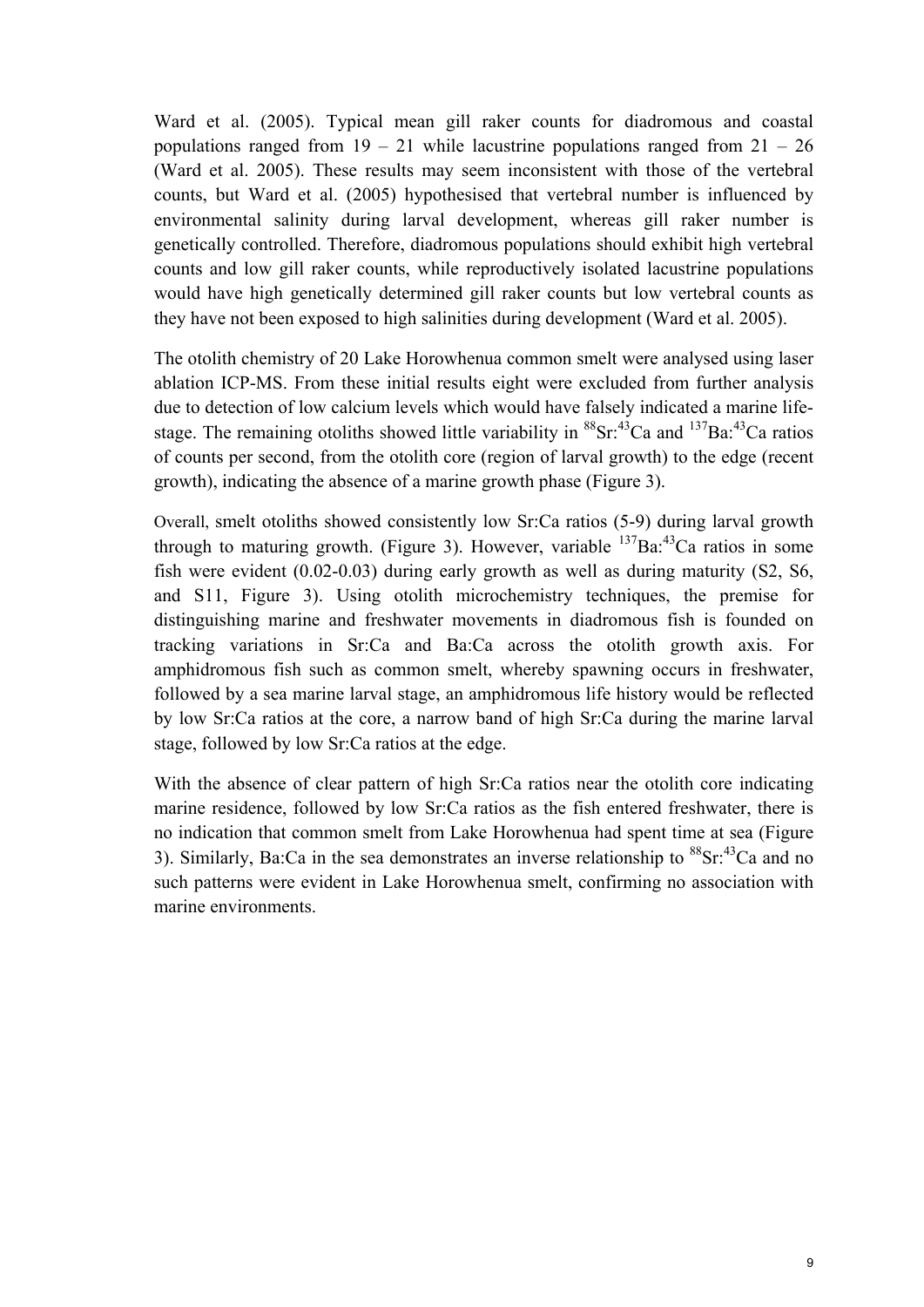Ward et al. (2005). Typical mean gill raker counts for diadromous and coastal populations ranged from 19 – 21 while lacustrine populations ranged from 21 – 26 (Ward et al. 2005). These results may seem inconsistent with those of the vertebral counts, but Ward et al. (2005) hypothesised that vertebral number is influenced by environmental salinity during larval development, whereas gill raker number is genetically controlled. Therefore, diadromous populations should exhibit high vertebral counts and low gill raker counts, while reproductively isolated lacustrine populations would have high genetically determined gill raker counts but low vertebral counts as they have not been exposed to high salinities during development (Ward et al. 2005).

The otolith chemistry of 20 Lake Horowhenua common smelt were analysed using laser ablation ICP-MS. From these initial results eight were excluded from further analysis due to detection of low calcium levels which would have falsely indicated a marine life-stage. The remaining otoliths showed little variability in $^{88}$Sr:$^{43}$Ca and $^{137}$Ba:$^{43}$Ca ratios of counts per second, from the otolith core (region of larval growth) to the edge (recent growth), indicating the absence of a marine growth phase (Figure 3).

Overall, smelt otoliths showed consistently low Sr:Ca ratios (5-9) during larval growth through to maturing growth. (Figure 3). However, variable $^{137}$Ba:$^{43}$Ca ratios in some fish were evident (0.02-0.03) during early growth as well as during maturity (S2, S6, and S11, Figure 3). Using otolith microchemistry techniques, the premise for distinguishing marine and freshwater movements in diadromous fish is founded on tracking variations in Sr:Ca and Ba:Ca across the otolith growth axis. For amphidromous fish such as common smelt, whereby spawning occurs in freshwater, followed by a sea marine larval stage, an amphidromous life history would be reflected by low Sr:Ca ratios at the core, a narrow band of high Sr:Ca during the marine larval stage, followed by low Sr:Ca ratios at the edge.

With the absence of clear pattern of high Sr:Ca ratios near the otolith core indicating marine residence, followed by low Sr:Ca ratios as the fish entered freshwater, there is no indication that common smelt from Lake Horowhenua had spent time at sea (Figure 3). Similarly, Ba:Ca in the sea demonstrates an inverse relationship to $^{88}$Sr:$^{43}$Ca and no such patterns were evident in Lake Horowhenua smelt, confirming no association with marine environments.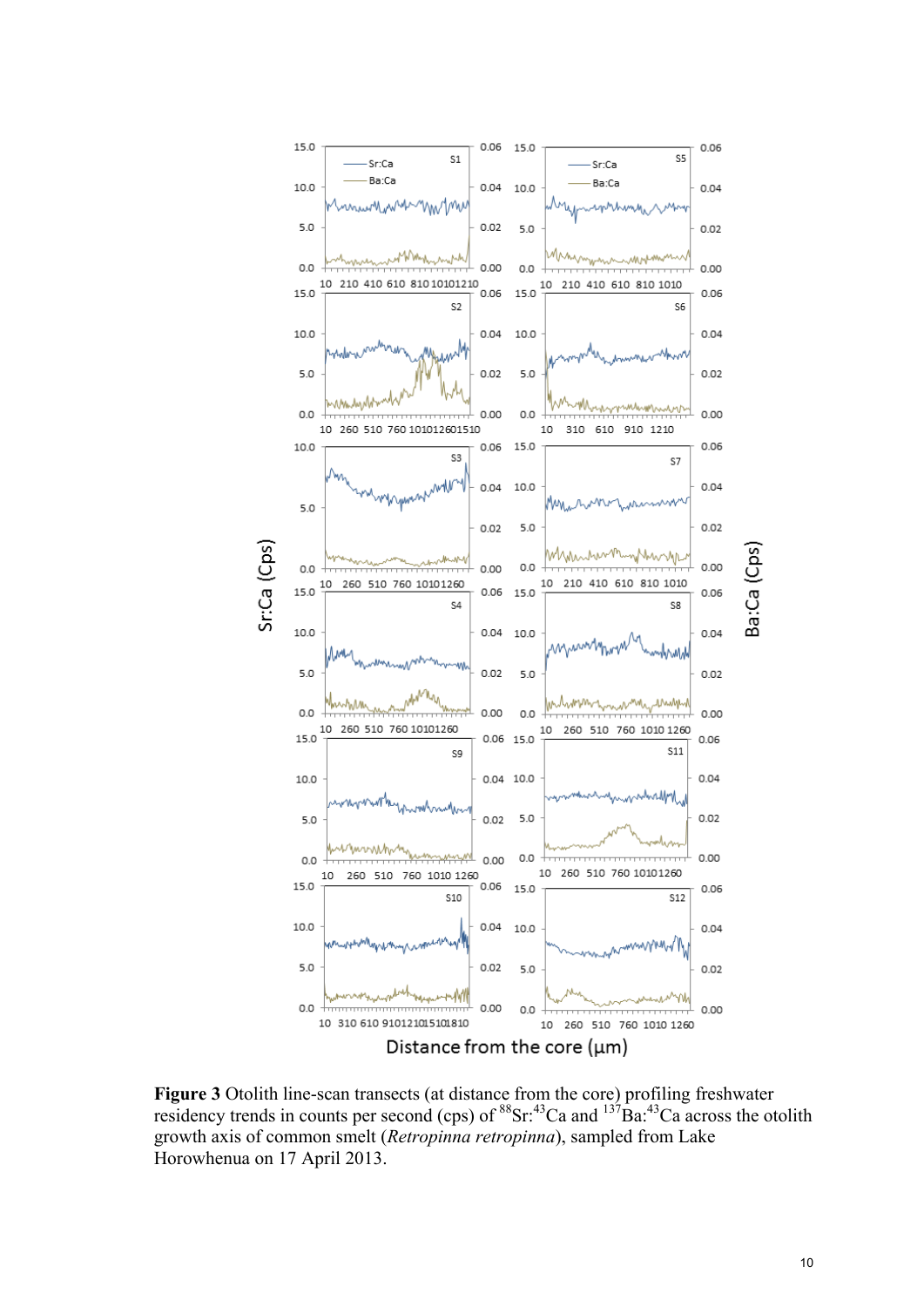**Figure 3** Otolith line-scan transects (at distance from the core) profiling freshwater residency trends in counts per second (cps) of $^{88}Sr$:$^{43}Ca$ and $^{137}Ba$:$^{43}Ca$ across the otolith growth axis of common smelt (*Retropinna retropinna*), sampled from Lake Horowhenua on 17 April 2013.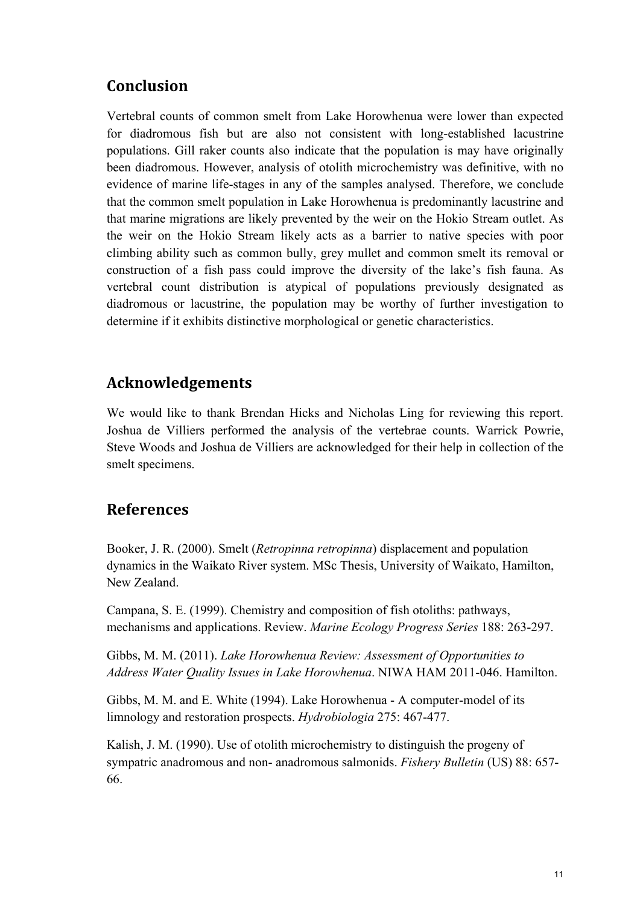## Conclusion

Vertebral counts of common smelt from Lake Horowhenua were lower than expected for diadromous fish but are also not consistent with long-established lacustrine populations. Gill raker counts also indicate that the population is may have originally been diadromous. However, analysis of otolith microchemistry was definitive, with no evidence of marine life-stages in any of the samples analysed. Therefore, we conclude that the common smelt population in Lake Horowhenua is predominantly lacustrine and that marine migrations are likely prevented by the weir on the Hokio Stream outlet. As the weir on the Hokio Stream likely acts as a barrier to native species with poor climbing ability such as common bully, grey mullet and common smelt its removal or construction of a fish pass could improve the diversity of the lake's fish fauna. As vertebral count distribution is atypical of populations previously designated as diadromous or lacustrine, the population may be worthy of further investigation to determine if it exhibits distinctive morphological or genetic characteristics.

## Acknowledgements

We would like to thank Brendan Hicks and Nicholas Ling for reviewing this report. Joshua de Villiers performed the analysis of the vertebrae counts. Warrick Powrie, Steve Woods and Joshua de Villiers are acknowledged for their help in collection of the smelt specimens.

## References

Booker, J. R. (2000). Smelt (*Retropinna retropinna*) displacement and population dynamics in the Waikato River system. MSc Thesis, University of Waikato, Hamilton, New Zealand.

Campana, S. E. (1999). Chemistry and composition of fish otoliths: pathways, mechanisms and applications. Review. *Marine Ecology Progress Series* 188: 263-297.

Gibbs, M. M. (2011). *Lake Horowhenua Review: Assessment of Opportunities to Address Water Quality Issues in Lake Horowhenua*. NIWA HAM 2011-046. Hamilton.

Gibbs, M. M. and E. White (1994). Lake Horowhenua - A computer-model of its limnology and restoration prospects. *Hydrobiologia* 275: 467-477.

Kalish, J. M. (1990). Use of otolith microchemistry to distinguish the progeny of sympatric anadromous and non- anadromous salmonids. *Fishery Bulletin* (US) 88: 657-66.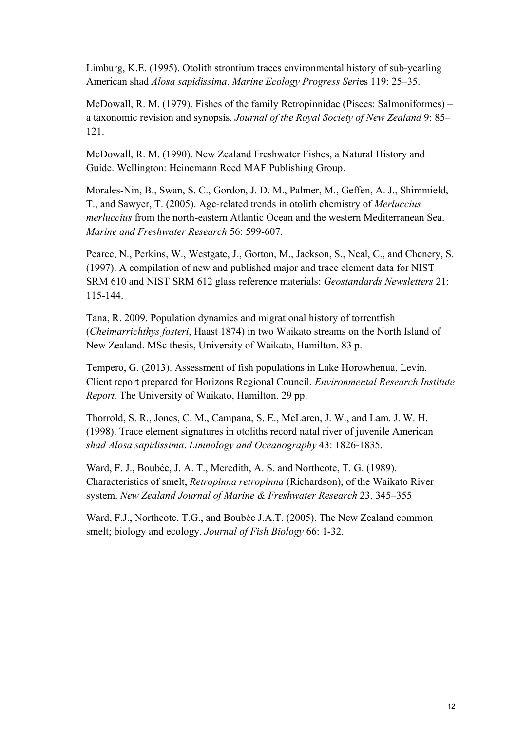Limburg, K.E. (1995). Otolith strontium traces environmental history of sub-yearling American shad *Alosa sapidissima*. *Marine Ecology Progress Seri*es 119: 25–35.

McDowall, R. M. (1979). Fishes of the family Retropinnidae (Pisces: Salmoniformes) – a taxonomic revision and synopsis. *Journal of the Royal Society of New Zealand* 9: 85–121.

McDowall, R. M. (1990). New Zealand Freshwater Fishes, a Natural History and Guide. Wellington: Heinemann Reed MAF Publishing Group.

Morales-Nin, B., Swan, S. C., Gordon, J. D. M., Palmer, M., Geffen, A. J., Shimmield, T., and Sawyer, T. (2005). Age-related trends in otolith chemistry of *Merluccius merluccius* from the north-eastern Atlantic Ocean and the western Mediterranean Sea. *Marine and Freshwater Research* 56: 599-607.

Pearce, N., Perkins, W., Westgate, J., Gorton, M., Jackson, S., Neal, C., and Chenery, S. (1997). A compilation of new and published major and trace element data for NIST SRM 610 and NIST SRM 612 glass reference materials: *Geostandards Newsletters* 21: 115-144.

Tana, R. 2009. Population dynamics and migrational history of torrentfish (*Cheimarrichthys fosteri*, Haast 1874) in two Waikato streams on the North Island of New Zealand. MSc thesis, University of Waikato, Hamilton. 83 p.

Tempero, G. (2013). Assessment of fish populations in Lake Horowhenua, Levin. Client report prepared for Horizons Regional Council. *Environmental Research Institute Report.* The University of Waikato, Hamilton. 29 pp.

Thorrold, S. R., Jones, C. M., Campana, S. E., McLaren, J. W., and Lam. J. W. H. (1998). Trace element signatures in otoliths record natal river of juvenile American *shad Alosa sapidissima*. *Limnology and Oceanography* 43: 1826-1835.

Ward, F. J., Boubée, J. A. T., Meredith, A. S. and Northcote, T. G. (1989). Characteristics of smelt, *Retropinna retropinna* (Richardson), of the Waikato River system. *New Zealand Journal of Marine & Freshwater Research* 23, 345–355

Ward, F.J., Northcote, T.G., and Boubée J.A.T. (2005). The New Zealand common smelt; biology and ecology. *Journal of Fish Biology* 66: 1-32.